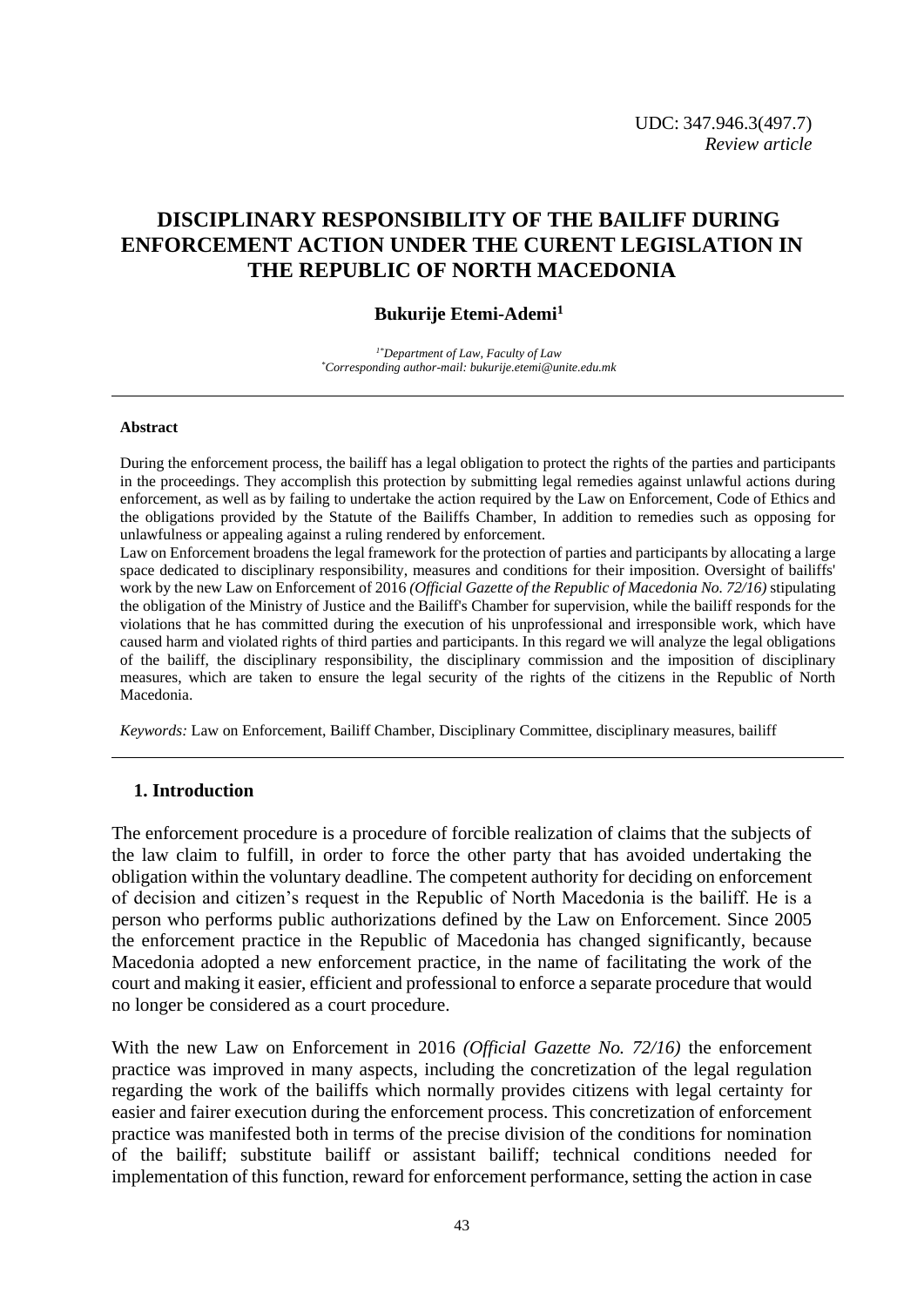UDC: 347.946.3(497.7)
*Review article*

# DISCIPLINARY RESPONSIBILITY OF THE BAILIFF DURING ENFORCEMENT ACTION UNDER THE CURENT LEGISLATION IN THE REPUBLIC OF NORTH MACEDONIA

**Bukurije Etemi-Ademi[1]**

*[1*]Department of Law, Faculty of Law*
*[*]Corresponding author-mail: bukurije.etemi@unite.edu.mk*

---

**Abstract**

During the enforcement process, the bailiff has a legal obligation to protect the rights of the parties and participants in the proceedings. They accomplish this protection by submitting legal remedies against unlawful actions during enforcement, as well as by failing to undertake the action required by the Law on Enforcement, Code of Ethics and the obligations provided by the Statute of the Bailiffs Chamber, In addition to remedies such as opposing for unlawfulness or appealing against a ruling rendered by enforcement.

Law on Enforcement broadens the legal framework for the protection of parties and participants by allocating a large space dedicated to disciplinary responsibility, measures and conditions for their imposition. Oversight of bailiffs' work by the new Law on Enforcement of 2016 *(Official Gazette of the Republic of Macedonia No. 72/16)* stipulating the obligation of the Ministry of Justice and the Bailiff's Chamber for supervision, while the bailiff responds for the violations that he has committed during the execution of his unprofessional and irresponsible work, which have caused harm and violated rights of third parties and participants. In this regard we will analyze the legal obligations of the bailiff, the disciplinary responsibility, the disciplinary commission and the imposition of disciplinary measures, which are taken to ensure the legal security of the rights of the citizens in the Republic of North Macedonia.

*Keywords:* Law on Enforcement, Bailiff Chamber, Disciplinary Committee, disciplinary measures, bailiff

---

## 1. Introduction

The enforcement procedure is a procedure of forcible realization of claims that the subjects of the law claim to fulfill, in order to force the other party that has avoided undertaking the obligation within the voluntary deadline. The competent authority for deciding on enforcement of decision and citizen's request in the Republic of North Macedonia is the bailiff. He is a person who performs public authorizations defined by the Law on Enforcement. Since 2005 the enforcement practice in the Republic of Macedonia has changed significantly, because Macedonia adopted a new enforcement practice, in the name of facilitating the work of the court and making it easier, efficient and professional to enforce a separate procedure that would no longer be considered as a court procedure.

With the new Law on Enforcement in 2016 *(Official Gazette No. 72/16)* the enforcement practice was improved in many aspects, including the concretization of the legal regulation regarding the work of the bailiffs which normally provides citizens with legal certainty for easier and fairer execution during the enforcement process. This concretization of enforcement practice was manifested both in terms of the precise division of the conditions for nomination of the bailiff; substitute bailiff or assistant bailiff; technical conditions needed for implementation of this function, reward for enforcement performance, setting the action in case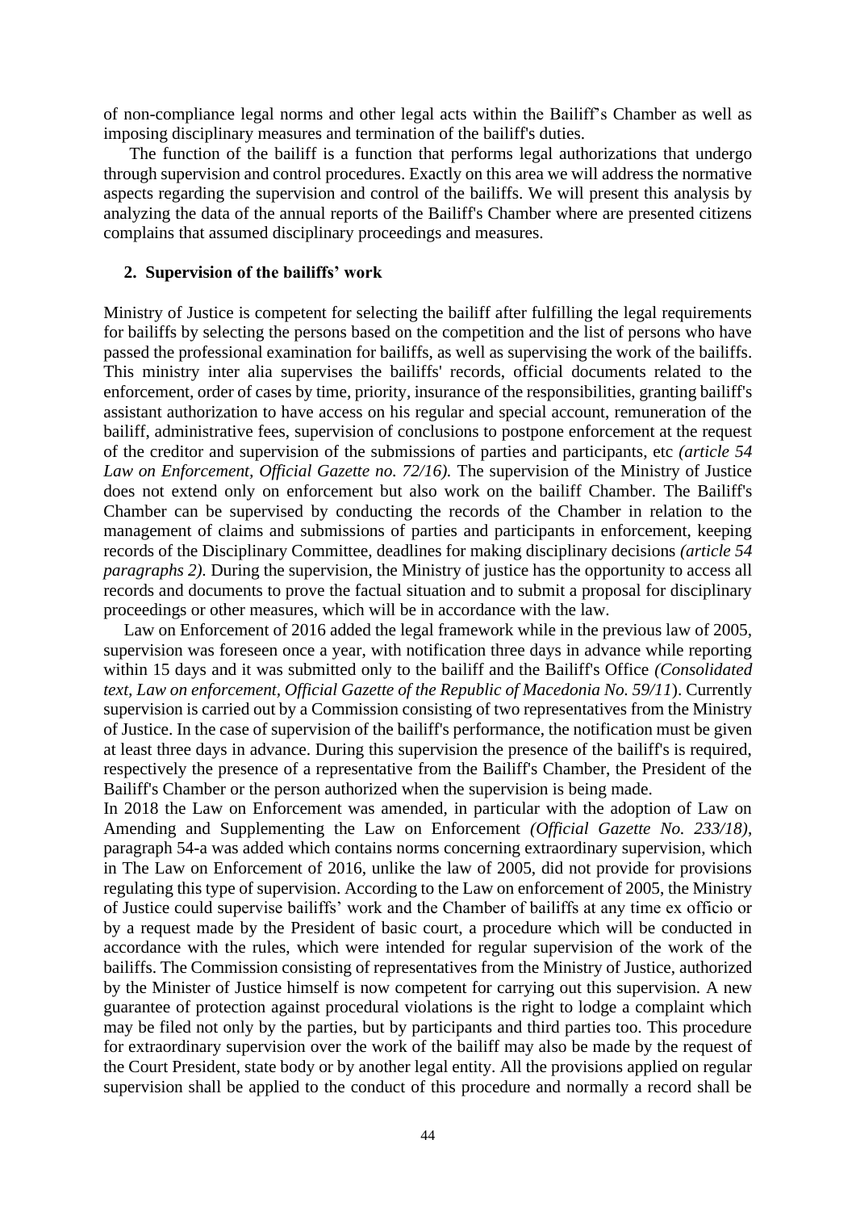of non-compliance legal norms and other legal acts within the Bailiff's Chamber as well as imposing disciplinary measures and termination of the bailiff's duties.

The function of the bailiff is a function that performs legal authorizations that undergo through supervision and control procedures. Exactly on this area we will address the normative aspects regarding the supervision and control of the bailiffs. We will present this analysis by analyzing the data of the annual reports of the Bailiff's Chamber where are presented citizens complains that assumed disciplinary proceedings and measures.

## 2. Supervision of the bailiffs' work

Ministry of Justice is competent for selecting the bailiff after fulfilling the legal requirements for bailiffs by selecting the persons based on the competition and the list of persons who have passed the professional examination for bailiffs, as well as supervising the work of the bailiffs. This ministry inter alia supervises the bailiffs' records, official documents related to the enforcement, order of cases by time, priority, insurance of the responsibilities, granting bailiff's assistant authorization to have access on his regular and special account, remuneration of the bailiff, administrative fees, supervision of conclusions to postpone enforcement at the request of the creditor and supervision of the submissions of parties and participants, etc *(article 54 Law on Enforcement, Official Gazette no. 72/16).* The supervision of the Ministry of Justice does not extend only on enforcement but also work on the bailiff Chamber. The Bailiff's Chamber can be supervised by conducting the records of the Chamber in relation to the management of claims and submissions of parties and participants in enforcement, keeping records of the Disciplinary Committee, deadlines for making disciplinary decisions *(article 54 paragraphs 2).* During the supervision, the Ministry of justice has the opportunity to access all records and documents to prove the factual situation and to submit a proposal for disciplinary proceedings or other measures, which will be in accordance with the law.

Law on Enforcement of 2016 added the legal framework while in the previous law of 2005, supervision was foreseen once a year, with notification three days in advance while reporting within 15 days and it was submitted only to the bailiff and the Bailiff's Office *(Consolidated text, Law on enforcement, Official Gazette of the Republic of Macedonia No. 59/11*). Currently supervision is carried out by a Commission consisting of two representatives from the Ministry of Justice. In the case of supervision of the bailiff's performance, the notification must be given at least three days in advance. During this supervision the presence of the bailiff's is required, respectively the presence of a representative from the Bailiff's Chamber, the President of the Bailiff's Chamber or the person authorized when the supervision is being made.

In 2018 the Law on Enforcement was amended, in particular with the adoption of Law on Amending and Supplementing the Law on Enforcement *(Official Gazette No. 233/18)*, paragraph 54-a was added which contains norms concerning extraordinary supervision, which in The Law on Enforcement of 2016, unlike the law of 2005, did not provide for provisions regulating this type of supervision. According to the Law on enforcement of 2005, the Ministry of Justice could supervise bailiffs' work and the Chamber of bailiffs at any time ex officio or by a request made by the President of basic court, a procedure which will be conducted in accordance with the rules, which were intended for regular supervision of the work of the bailiffs. The Commission consisting of representatives from the Ministry of Justice, authorized by the Minister of Justice himself is now competent for carrying out this supervision. A new guarantee of protection against procedural violations is the right to lodge a complaint which may be filed not only by the parties, but by participants and third parties too. This procedure for extraordinary supervision over the work of the bailiff may also be made by the request of the Court President, state body or by another legal entity. All the provisions applied on regular supervision shall be applied to the conduct of this procedure and normally a record shall be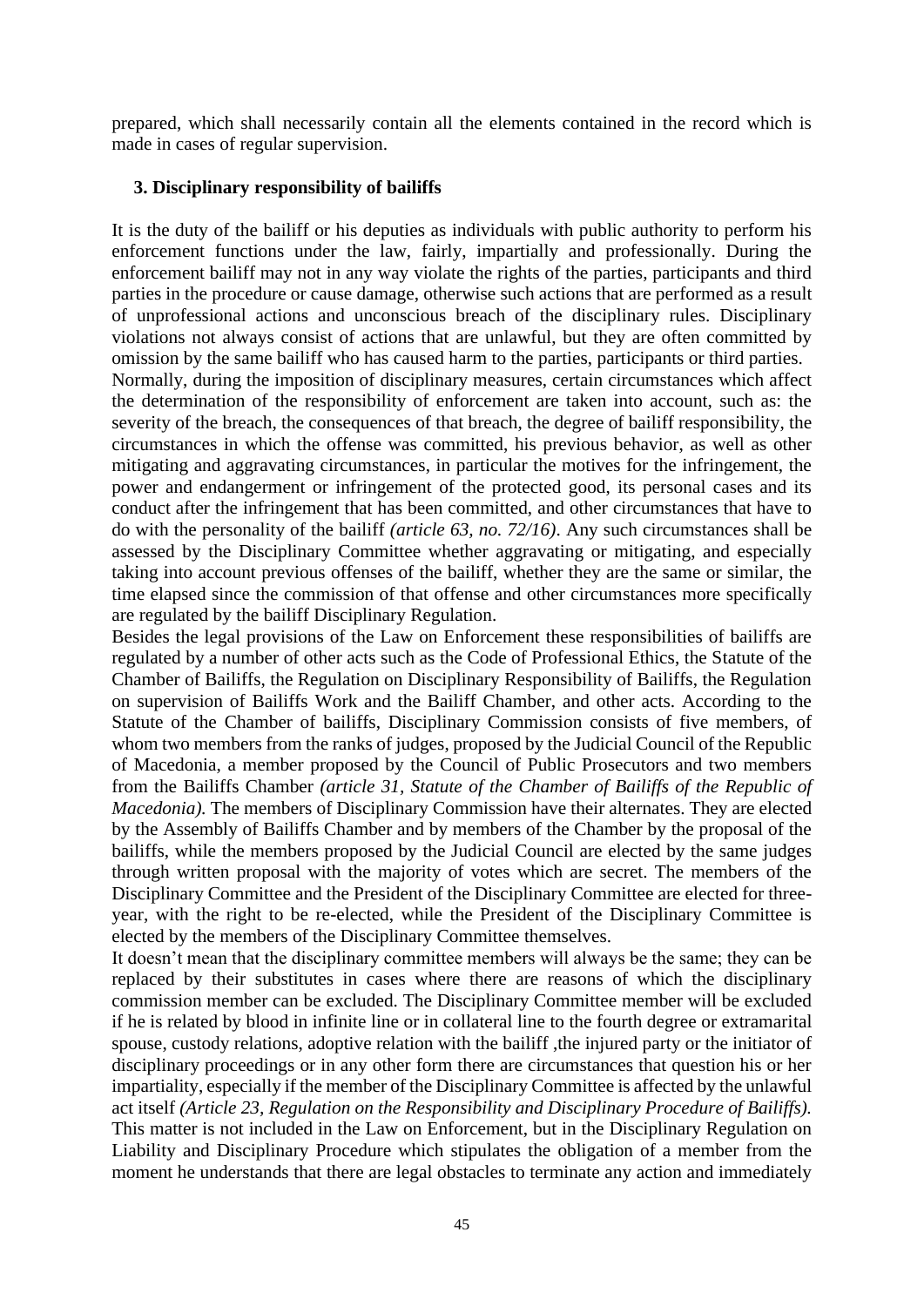prepared, which shall necessarily contain all the elements contained in the record which is made in cases of regular supervision.

### 3. Disciplinary responsibility of bailiffs

It is the duty of the bailiff or his deputies as individuals with public authority to perform his enforcement functions under the law, fairly, impartially and professionally. During the enforcement bailiff may not in any way violate the rights of the parties, participants and third parties in the procedure or cause damage, otherwise such actions that are performed as a result of unprofessional actions and unconscious breach of the disciplinary rules. Disciplinary violations not always consist of actions that are unlawful, but they are often committed by omission by the same bailiff who has caused harm to the parties, participants or third parties.

Normally, during the imposition of disciplinary measures, certain circumstances which affect the determination of the responsibility of enforcement are taken into account, such as: the severity of the breach, the consequences of that breach, the degree of bailiff responsibility, the circumstances in which the offense was committed, his previous behavior, as well as other mitigating and aggravating circumstances, in particular the motives for the infringement, the power and endangerment or infringement of the protected good, its personal cases and its conduct after the infringement that has been committed, and other circumstances that have to do with the personality of the bailiff *(article 63, no. 72/16)*. Any such circumstances shall be assessed by the Disciplinary Committee whether aggravating or mitigating, and especially taking into account previous offenses of the bailiff, whether they are the same or similar, the time elapsed since the commission of that offense and other circumstances more specifically are regulated by the bailiff Disciplinary Regulation.

Besides the legal provisions of the Law on Enforcement these responsibilities of bailiffs are regulated by a number of other acts such as the Code of Professional Ethics, the Statute of the Chamber of Bailiffs, the Regulation on Disciplinary Responsibility of Bailiffs, the Regulation on supervision of Bailiffs Work and the Bailiff Chamber, and other acts. According to the Statute of the Chamber of bailiffs, Disciplinary Commission consists of five members, of whom two members from the ranks of judges, proposed by the Judicial Council of the Republic of Macedonia, a member proposed by the Council of Public Prosecutors and two members from the Bailiffs Chamber *(article 31, Statute of the Chamber of Bailiffs of the Republic of Macedonia)*. The members of Disciplinary Commission have their alternates. They are elected by the Assembly of Bailiffs Chamber and by members of the Chamber by the proposal of the bailiffs, while the members proposed by the Judicial Council are elected by the same judges through written proposal with the majority of votes which are secret. The members of the Disciplinary Committee and the President of the Disciplinary Committee are elected for three-year, with the right to be re-elected, while the President of the Disciplinary Committee is elected by the members of the Disciplinary Committee themselves.

It doesn't mean that the disciplinary committee members will always be the same; they can be replaced by their substitutes in cases where there are reasons of which the disciplinary commission member can be excluded. The Disciplinary Committee member will be excluded if he is related by blood in infinite line or in collateral line to the fourth degree or extramarital spouse, custody relations, adoptive relation with the bailiff ,the injured party or the initiator of disciplinary proceedings or in any other form there are circumstances that question his or her impartiality, especially if the member of the Disciplinary Committee is affected by the unlawful act itself *(Article 23, Regulation on the Responsibility and Disciplinary Procedure of Bailiffs)*. This matter is not included in the Law on Enforcement, but in the Disciplinary Regulation on Liability and Disciplinary Procedure which stipulates the obligation of a member from the moment he understands that there are legal obstacles to terminate any action and immediately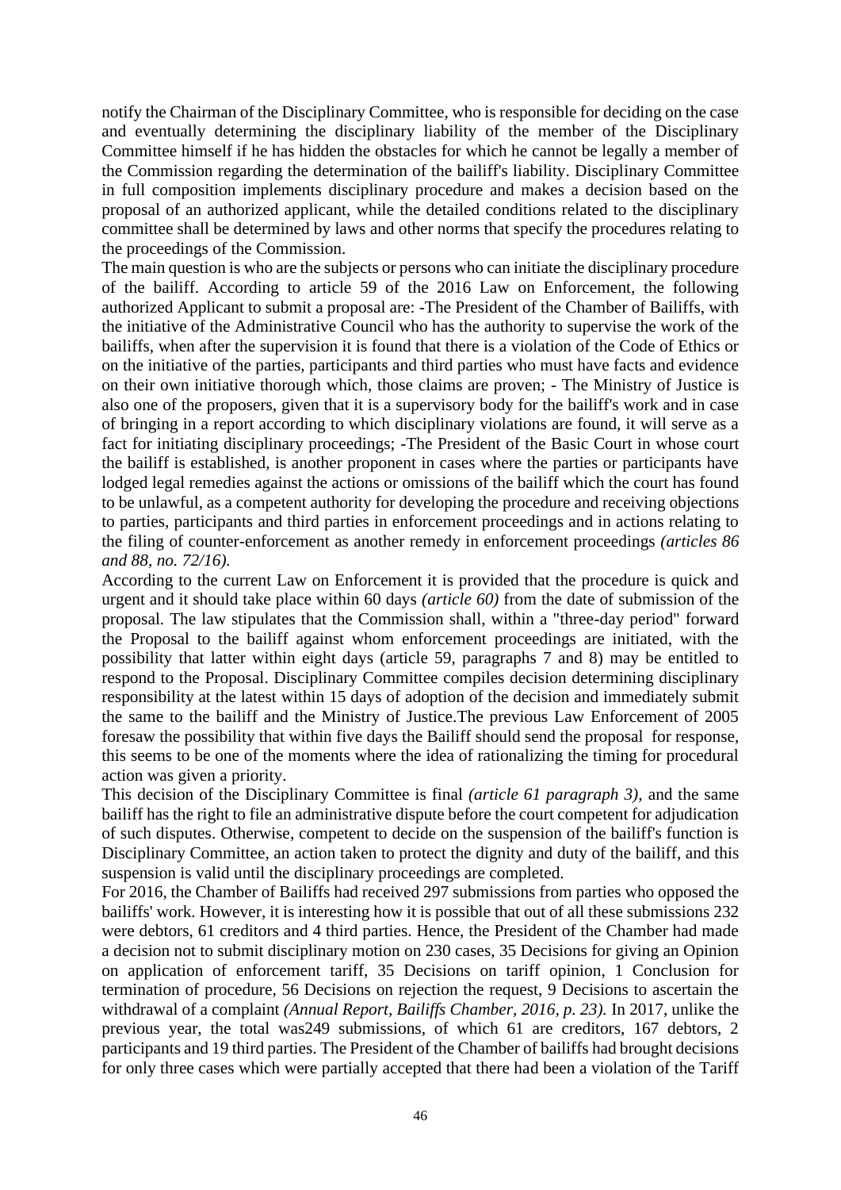notify the Chairman of the Disciplinary Committee, who is responsible for deciding on the case and eventually determining the disciplinary liability of the member of the Disciplinary Committee himself if he has hidden the obstacles for which he cannot be legally a member of the Commission regarding the determination of the bailiff's liability. Disciplinary Committee in full composition implements disciplinary procedure and makes a decision based on the proposal of an authorized applicant, while the detailed conditions related to the disciplinary committee shall be determined by laws and other norms that specify the procedures relating to the proceedings of the Commission.

The main question is who are the subjects or persons who can initiate the disciplinary procedure of the bailiff. According to article 59 of the 2016 Law on Enforcement, the following authorized Applicant to submit a proposal are: -The President of the Chamber of Bailiffs, with the initiative of the Administrative Council who has the authority to supervise the work of the bailiffs, when after the supervision it is found that there is a violation of the Code of Ethics or on the initiative of the parties, participants and third parties who must have facts and evidence on their own initiative thorough which, those claims are proven; - The Ministry of Justice is also one of the proposers, given that it is a supervisory body for the bailiff's work and in case of bringing in a report according to which disciplinary violations are found, it will serve as a fact for initiating disciplinary proceedings; -The President of the Basic Court in whose court the bailiff is established, is another proponent in cases where the parties or participants have lodged legal remedies against the actions or omissions of the bailiff which the court has found to be unlawful, as a competent authority for developing the procedure and receiving objections to parties, participants and third parties in enforcement proceedings and in actions relating to the filing of counter-enforcement as another remedy in enforcement proceedings *(articles 86 and 88, no. 72/16).*

According to the current Law on Enforcement it is provided that the procedure is quick and urgent and it should take place within 60 days *(article 60)* from the date of submission of the proposal. The law stipulates that the Commission shall, within a "three-day period" forward the Proposal to the bailiff against whom enforcement proceedings are initiated, with the possibility that latter within eight days (article 59, paragraphs 7 and 8) may be entitled to respond to the Proposal. Disciplinary Committee compiles decision determining disciplinary responsibility at the latest within 15 days of adoption of the decision and immediately submit the same to the bailiff and the Ministry of Justice.The previous Law Enforcement of 2005 foresaw the possibility that within five days the Bailiff should send the proposal for response, this seems to be one of the moments where the idea of rationalizing the timing for procedural action was given a priority.

This decision of the Disciplinary Committee is final *(article 61 paragraph 3)*, and the same bailiff has the right to file an administrative dispute before the court competent for adjudication of such disputes. Otherwise, competent to decide on the suspension of the bailiff's function is Disciplinary Committee, an action taken to protect the dignity and duty of the bailiff, and this suspension is valid until the disciplinary proceedings are completed.

For 2016, the Chamber of Bailiffs had received 297 submissions from parties who opposed the bailiffs' work. However, it is interesting how it is possible that out of all these submissions 232 were debtors, 61 creditors and 4 third parties. Hence, the President of the Chamber had made a decision not to submit disciplinary motion on 230 cases, 35 Decisions for giving an Opinion on application of enforcement tariff, 35 Decisions on tariff opinion, 1 Conclusion for termination of procedure, 56 Decisions on rejection the request, 9 Decisions to ascertain the withdrawal of a complaint *(Annual Report, Bailiffs Chamber, 2016, p. 23).* In 2017, unlike the previous year, the total was249 submissions, of which 61 are creditors, 167 debtors, 2 participants and 19 third parties. The President of the Chamber of bailiffs had brought decisions for only three cases which were partially accepted that there had been a violation of the Tariff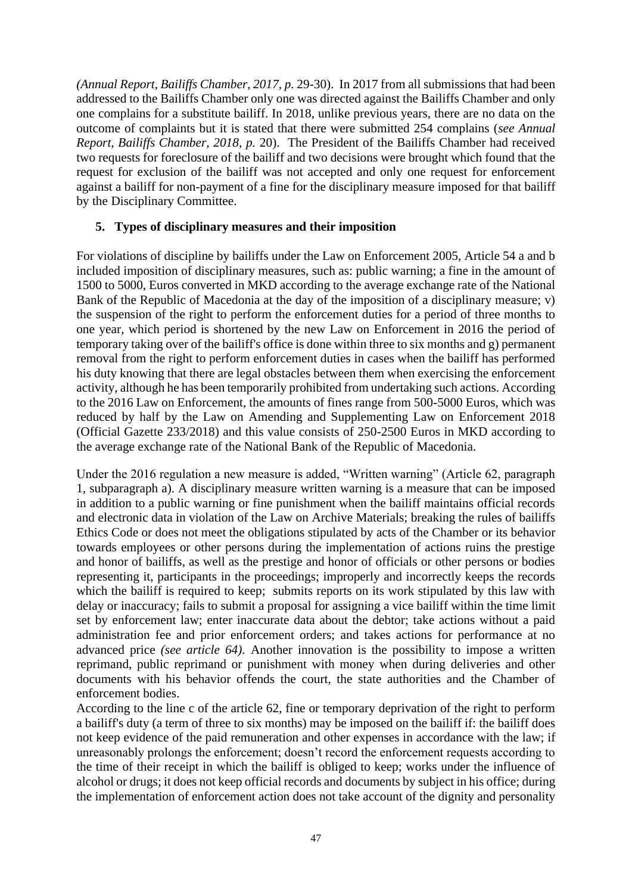*(Annual Report, Bailiffs Chamber, 2017, p.* 29-30). In 2017 from all submissions that had been addressed to the Bailiffs Chamber only one was directed against the Bailiffs Chamber and only one complains for a substitute bailiff. In 2018, unlike previous years, there are no data on the outcome of complaints but it is stated that there were submitted 254 complains (*see Annual Report, Bailiffs Chamber, 2018, p.* 20). The President of the Bailiffs Chamber had received two requests for foreclosure of the bailiff and two decisions were brought which found that the request for exclusion of the bailiff was not accepted and only one request for enforcement against a bailiff for non-payment of a fine for the disciplinary measure imposed for that bailiff by the Disciplinary Committee.

### 5. Types of disciplinary measures and their imposition

For violations of discipline by bailiffs under the Law on Enforcement 2005, Article 54 a and b included imposition of disciplinary measures, such as: public warning; a fine in the amount of 1500 to 5000, Euros converted in MKD according to the average exchange rate of the National Bank of the Republic of Macedonia at the day of the imposition of a disciplinary measure; v) the suspension of the right to perform the enforcement duties for a period of three months to one year, which period is shortened by the new Law on Enforcement in 2016 the period of temporary taking over of the bailiff's office is done within three to six months and g) permanent removal from the right to perform enforcement duties in cases when the bailiff has performed his duty knowing that there are legal obstacles between them when exercising the enforcement activity, although he has been temporarily prohibited from undertaking such actions. According to the 2016 Law on Enforcement, the amounts of fines range from 500-5000 Euros, which was reduced by half by the Law on Amending and Supplementing Law on Enforcement 2018 (Official Gazette 233/2018) and this value consists of 250-2500 Euros in MKD according to the average exchange rate of the National Bank of the Republic of Macedonia.

Under the 2016 regulation a new measure is added, "Written warning" (Article 62, paragraph 1, subparagraph a). A disciplinary measure written warning is a measure that can be imposed in addition to a public warning or fine punishment when the bailiff maintains official records and electronic data in violation of the Law on Archive Materials; breaking the rules of bailiffs Ethics Code or does not meet the obligations stipulated by acts of the Chamber or its behavior towards employees or other persons during the implementation of actions ruins the prestige and honor of bailiffs, as well as the prestige and honor of officials or other persons or bodies representing it, participants in the proceedings; improperly and incorrectly keeps the records which the bailiff is required to keep; submits reports on its work stipulated by this law with delay or inaccuracy; fails to submit a proposal for assigning a vice bailiff within the time limit set by enforcement law; enter inaccurate data about the debtor; take actions without a paid administration fee and prior enforcement orders; and takes actions for performance at no advanced price *(see article 64)*. Another innovation is the possibility to impose a written reprimand, public reprimand or punishment with money when during deliveries and other documents with his behavior offends the court, the state authorities and the Chamber of enforcement bodies.

According to the line c of the article 62, fine or temporary deprivation of the right to perform a bailiff's duty (a term of three to six months) may be imposed on the bailiff if: the bailiff does not keep evidence of the paid remuneration and other expenses in accordance with the law; if unreasonably prolongs the enforcement; doesn't record the enforcement requests according to the time of their receipt in which the bailiff is obliged to keep; works under the influence of alcohol or drugs; it does not keep official records and documents by subject in his office; during the implementation of enforcement action does not take account of the dignity and personality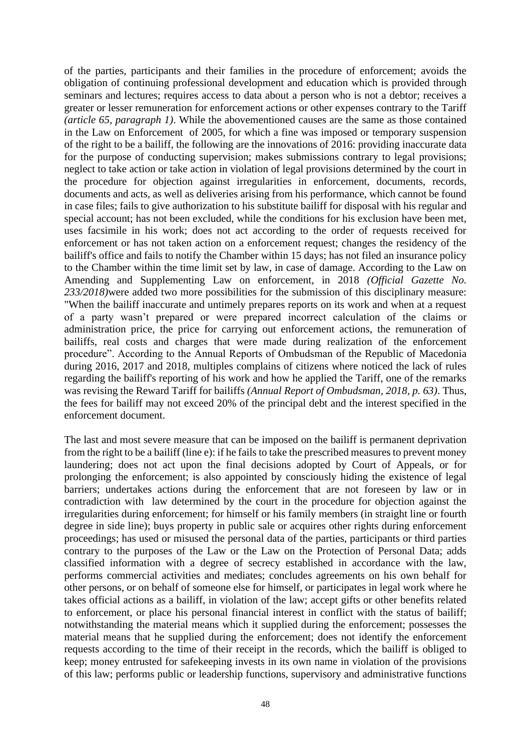of the parties, participants and their families in the procedure of enforcement; avoids the obligation of continuing professional development and education which is provided through seminars and lectures; requires access to data about a person who is not a debtor; receives a greater or lesser remuneration for enforcement actions or other expenses contrary to the Tariff *(article 65, paragraph 1)*. While the abovementioned causes are the same as those contained in the Law on Enforcement of 2005, for which a fine was imposed or temporary suspension of the right to be a bailiff, the following are the innovations of 2016: providing inaccurate data for the purpose of conducting supervision; makes submissions contrary to legal provisions; neglect to take action or take action in violation of legal provisions determined by the court in the procedure for objection against irregularities in enforcement, documents, records, documents and acts, as well as deliveries arising from his performance, which cannot be found in case files; fails to give authorization to his substitute bailiff for disposal with his regular and special account; has not been excluded, while the conditions for his exclusion have been met, uses facsimile in his work; does not act according to the order of requests received for enforcement or has not taken action on a enforcement request; changes the residency of the bailiff's office and fails to notify the Chamber within 15 days; has not filed an insurance policy to the Chamber within the time limit set by law, in case of damage. According to the Law on Amending and Supplementing Law on enforcement, in 2018 *(Official Gazette No. 233/2018)*were added two more possibilities for the submission of this disciplinary measure: "When the bailiff inaccurate and untimely prepares reports on its work and when at a request of a party wasn't prepared or were prepared incorrect calculation of the claims or administration price, the price for carrying out enforcement actions, the remuneration of bailiffs, real costs and charges that were made during realization of the enforcement procedure". According to the Annual Reports of Ombudsman of the Republic of Macedonia during 2016, 2017 and 2018, multiples complains of citizens where noticed the lack of rules regarding the bailiff's reporting of his work and how he applied the Tariff, one of the remarks was revising the Reward Tariff for bailiffs *(Annual Report of Ombudsman, 2018, p. 63)*. Thus, the fees for bailiff may not exceed 20% of the principal debt and the interest specified in the enforcement document.

The last and most severe measure that can be imposed on the bailiff is permanent deprivation from the right to be a bailiff (line e): if he fails to take the prescribed measures to prevent money laundering; does not act upon the final decisions adopted by Court of Appeals, or for prolonging the enforcement; is also appointed by consciously hiding the existence of legal barriers; undertakes actions during the enforcement that are not foreseen by law or in contradiction with law determined by the court in the procedure for objection against the irregularities during enforcement; for himself or his family members (in straight line or fourth degree in side line); buys property in public sale or acquires other rights during enforcement proceedings; has used or misused the personal data of the parties, participants or third parties contrary to the purposes of the Law or the Law on the Protection of Personal Data; adds classified information with a degree of secrecy established in accordance with the law, performs commercial activities and mediates; concludes agreements on his own behalf for other persons, or on behalf of someone else for himself, or participates in legal work where he takes official actions as a bailiff, in violation of the law; accept gifts or other benefits related to enforcement, or place his personal financial interest in conflict with the status of bailiff; notwithstanding the material means which it supplied during the enforcement; possesses the material means that he supplied during the enforcement; does not identify the enforcement requests according to the time of their receipt in the records, which the bailiff is obliged to keep; money entrusted for safekeeping invests in its own name in violation of the provisions of this law; performs public or leadership functions, supervisory and administrative functions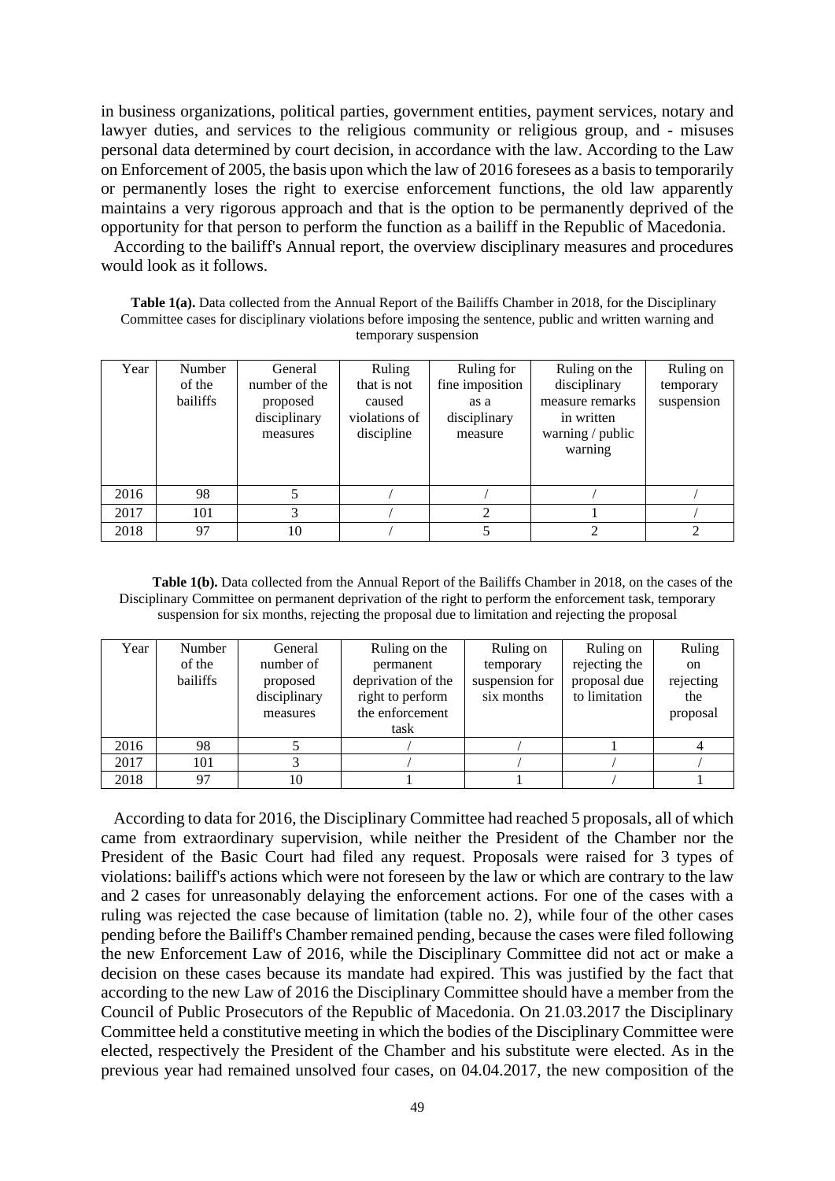in business organizations, political parties, government entities, payment services, notary and lawyer duties, and services to the religious community or religious group, and - misuses personal data determined by court decision, in accordance with the law. According to the Law on Enforcement of 2005, the basis upon which the law of 2016 foresees as a basis to temporarily or permanently loses the right to exercise enforcement functions, the old law apparently maintains a very rigorous approach and that is the option to be permanently deprived of the opportunity for that person to perform the function as a bailiff in the Republic of Macedonia.

According to the bailiff's Annual report, the overview disciplinary measures and procedures would look as it follows.

**Table 1(a).** Data collected from the Annual Report of the Bailiffs Chamber in 2018, for the Disciplinary Committee cases for disciplinary violations before imposing the sentence, public and written warning and temporary suspension

| Year | Number of the bailiffs | General number of the proposed disciplinary measures | Ruling that is not caused violations of discipline | Ruling for fine imposition as a disciplinary measure | Ruling on the disciplinary measure remarks in written warning / public warning | Ruling on temporary suspension |
|---|---|---|---|---|---|---|
| 2016 | 98 | 5 | / | / | / | / |
| 2017 | 101 | 3 | / | 2 | 1 | / |
| 2018 | 97 | 10 | / | 5 | 2 | 2 |

**Table 1(b).** Data collected from the Annual Report of the Bailiffs Chamber in 2018, on the cases of the Disciplinary Committee on permanent deprivation of the right to perform the enforcement task, temporary suspension for six months, rejecting the proposal due to limitation and rejecting the proposal

| Year | Number of the bailiffs | General number of proposed disciplinary measures | Ruling on the permanent deprivation of the right to perform the enforcement task | Ruling on temporary suspension for six months | Ruling on rejecting the proposal due to limitation | Ruling on rejecting the proposal |
|---|---|---|---|---|---|---|
| 2016 | 98 | 5 | / | / | 1 | 4 |
| 2017 | 101 | 3 | / | / | / | / |
| 2018 | 97 | 10 | 1 | 1 | / | 1 |

According to data for 2016, the Disciplinary Committee had reached 5 proposals, all of which came from extraordinary supervision, while neither the President of the Chamber nor the President of the Basic Court had filed any request. Proposals were raised for 3 types of violations: bailiff's actions which were not foreseen by the law or which are contrary to the law and 2 cases for unreasonably delaying the enforcement actions. For one of the cases with a ruling was rejected the case because of limitation (table no. 2), while four of the other cases pending before the Bailiff's Chamber remained pending, because the cases were filed following the new Enforcement Law of 2016, while the Disciplinary Committee did not act or make a decision on these cases because its mandate had expired. This was justified by the fact that according to the new Law of 2016 the Disciplinary Committee should have a member from the Council of Public Prosecutors of the Republic of Macedonia. On 21.03.2017 the Disciplinary Committee held a constitutive meeting in which the bodies of the Disciplinary Committee were elected, respectively the President of the Chamber and his substitute were elected. As in the previous year had remained unsolved four cases, on 04.04.2017, the new composition of the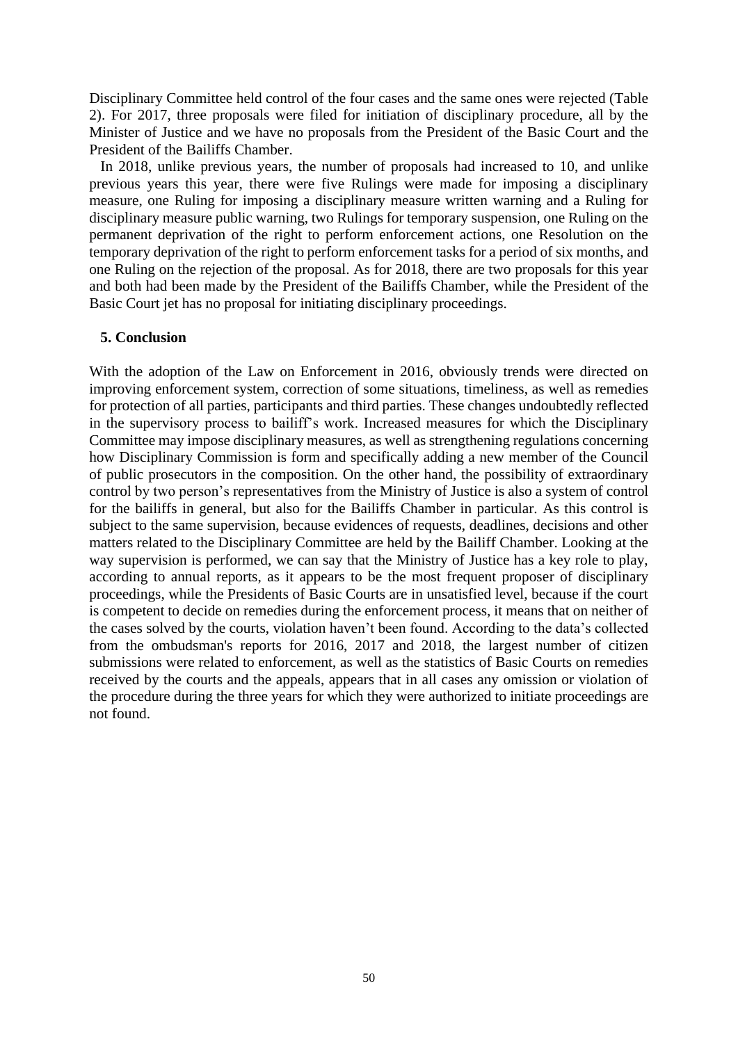Disciplinary Committee held control of the four cases and the same ones were rejected (Table 2). For 2017, three proposals were filed for initiation of disciplinary procedure, all by the Minister of Justice and we have no proposals from the President of the Basic Court and the President of the Bailiffs Chamber.

In 2018, unlike previous years, the number of proposals had increased to 10, and unlike previous years this year, there were five Rulings were made for imposing a disciplinary measure, one Ruling for imposing a disciplinary measure written warning and a Ruling for disciplinary measure public warning, two Rulings for temporary suspension, one Ruling on the permanent deprivation of the right to perform enforcement actions, one Resolution on the temporary deprivation of the right to perform enforcement tasks for a period of six months, and one Ruling on the rejection of the proposal. As for 2018, there are two proposals for this year and both had been made by the President of the Bailiffs Chamber, while the President of the Basic Court jet has no proposal for initiating disciplinary proceedings.

## 5. Conclusion

With the adoption of the Law on Enforcement in 2016, obviously trends were directed on improving enforcement system, correction of some situations, timeliness, as well as remedies for protection of all parties, participants and third parties. These changes undoubtedly reflected in the supervisory process to bailiff's work. Increased measures for which the Disciplinary Committee may impose disciplinary measures, as well as strengthening regulations concerning how Disciplinary Commission is form and specifically adding a new member of the Council of public prosecutors in the composition. On the other hand, the possibility of extraordinary control by two person's representatives from the Ministry of Justice is also a system of control for the bailiffs in general, but also for the Bailiffs Chamber in particular. As this control is subject to the same supervision, because evidences of requests, deadlines, decisions and other matters related to the Disciplinary Committee are held by the Bailiff Chamber. Looking at the way supervision is performed, we can say that the Ministry of Justice has a key role to play, according to annual reports, as it appears to be the most frequent proposer of disciplinary proceedings, while the Presidents of Basic Courts are in unsatisfied level, because if the court is competent to decide on remedies during the enforcement process, it means that on neither of the cases solved by the courts, violation haven't been found. According to the data's collected from the ombudsman's reports for 2016, 2017 and 2018, the largest number of citizen submissions were related to enforcement, as well as the statistics of Basic Courts on remedies received by the courts and the appeals, appears that in all cases any omission or violation of the procedure during the three years for which they were authorized to initiate proceedings are not found.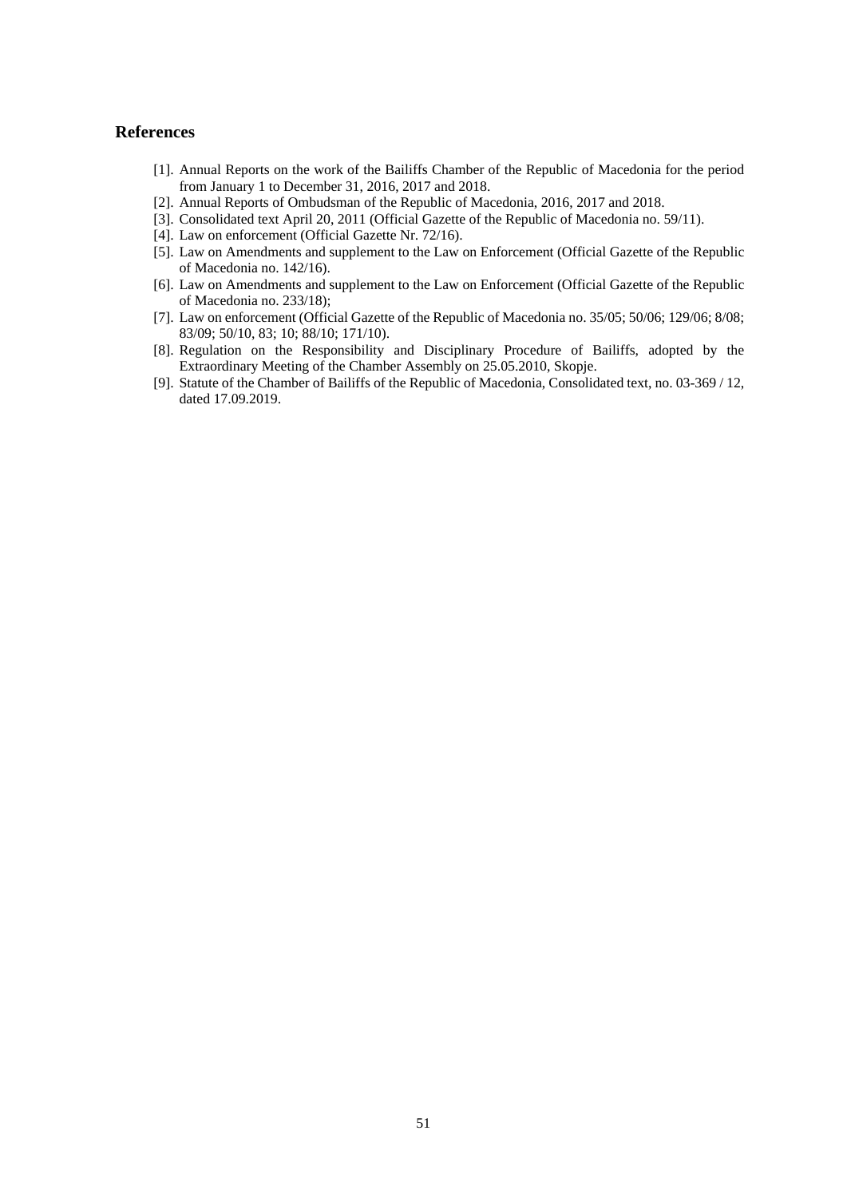## References

[1]. Annual Reports on the work of the Bailiffs Chamber of the Republic of Macedonia for the period from January 1 to December 31, 2016, 2017 and 2018.

[2]. Annual Reports of Ombudsman of the Republic of Macedonia, 2016, 2017 and 2018.

[3]. Consolidated text April 20, 2011 (Official Gazette of the Republic of Macedonia no. 59/11).

[4]. Law on enforcement (Official Gazette Nr. 72/16).

[5]. Law on Amendments and supplement to the Law on Enforcement (Official Gazette of the Republic of Macedonia no. 142/16).

[6]. Law on Amendments and supplement to the Law on Enforcement (Official Gazette of the Republic of Macedonia no. 233/18);

[7]. Law on enforcement (Official Gazette of the Republic of Macedonia no. 35/05; 50/06; 129/06; 8/08; 83/09; 50/10, 83; 10; 88/10; 171/10).

[8]. Regulation on the Responsibility and Disciplinary Procedure of Bailiffs, adopted by the Extraordinary Meeting of the Chamber Assembly on 25.05.2010, Skopje.

[9]. Statute of the Chamber of Bailiffs of the Republic of Macedonia, Consolidated text, no. 03-369 / 12, dated 17.09.2019.